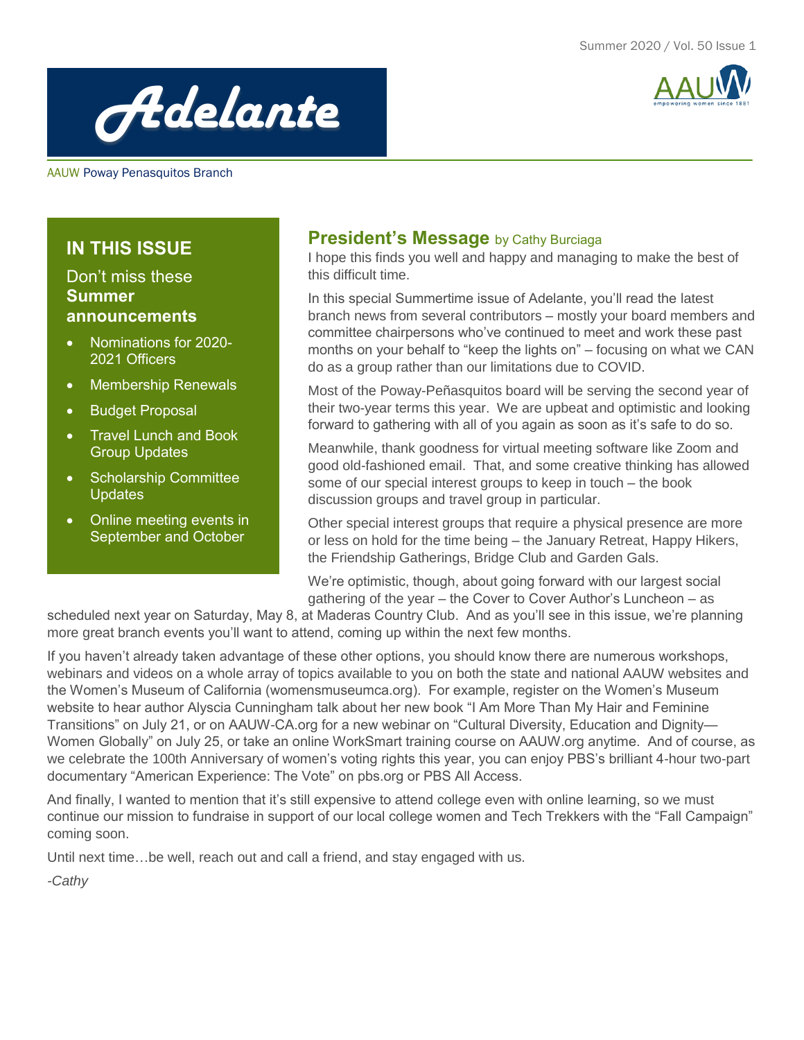# Adelante

AAUW Poway Penasquitos Branch

## IN THIS ISSUE

Don't miss these **Summer announcements**

- Nominations for 2020-2021 Officers
- Membership Renewals
- Budget Proposal
- Travel Lunch and Book Group Updates
- Scholarship Committee Updates
- Online meeting events in September and October

## President's Message by Cathy Burciaga

I hope this finds you well and happy and managing to make the best of this difficult time.

In this special Summertime issue of Adelante, you'll read the latest branch news from several contributors – mostly your board members and committee chairpersons who've continued to meet and work these past months on your behalf to "keep the lights on" – focusing on what we CAN do as a group rather than our limitations due to COVID.

Most of the Poway-Peñasquitos board will be serving the second year of their two-year terms this year. We are upbeat and optimistic and looking forward to gathering with all of you again as soon as it's safe to do so.

Meanwhile, thank goodness for virtual meeting software like Zoom and good old-fashioned email. That, and some creative thinking has allowed some of our special interest groups to keep in touch – the book discussion groups and travel group in particular.

Other special interest groups that require a physical presence are more or less on hold for the time being – the January Retreat, Happy Hikers, the Friendship Gatherings, Bridge Club and Garden Gals.

We're optimistic, though, about going forward with our largest social gathering of the year – the Cover to Cover Author's Luncheon – as scheduled next year on Saturday, May 8, at Maderas Country Club. And as you'll see in this issue, we're planning more great branch events you'll want to attend, coming up within the next few months.

If you haven't already taken advantage of these other options, you should know there are numerous workshops, webinars and videos on a whole array of topics available to you on both the state and national AAUW websites and the Women's Museum of California (womensmuseumca.org). For example, register on the Women's Museum website to hear author Alyscia Cunningham talk about her new book "I Am More Than My Hair and Feminine Transitions" on July 21, or on AAUW-CA.org for a new webinar on "Cultural Diversity, Education and Dignity—Women Globally" on July 25, or take an online WorkSmart training course on AAUW.org anytime. And of course, as we celebrate the 100th Anniversary of women's voting rights this year, you can enjoy PBS's brilliant 4-hour two-part documentary "American Experience: The Vote" on pbs.org or PBS All Access.

And finally, I wanted to mention that it's still expensive to attend college even with online learning, so we must continue our mission to fundraise in support of our local college women and Tech Trekkers with the "Fall Campaign" coming soon.

Until next time…be well, reach out and call a friend, and stay engaged with us.

*-Cathy*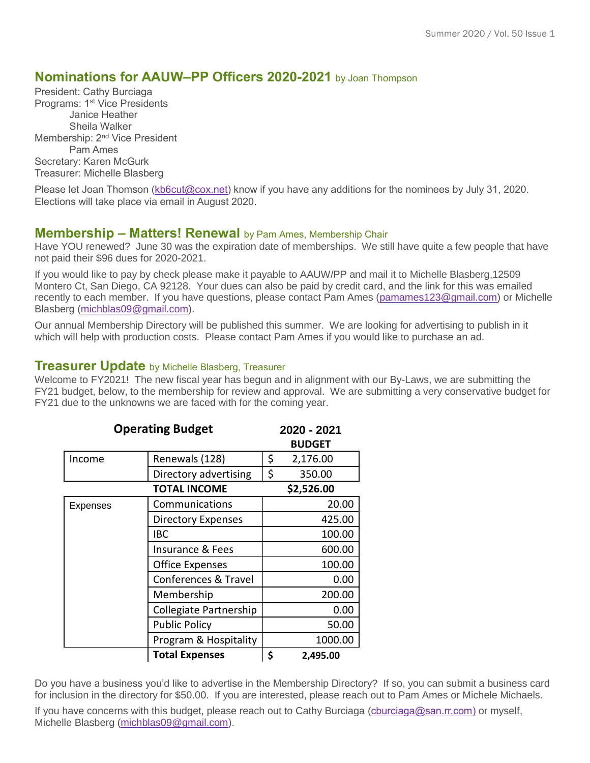## Nominations for AAUW–PP Officers 2020-2021 by Joan Thompson

President: Cathy Burciaga
Programs: 1st Vice Presidents
  Janice Heather
  Sheila Walker
Membership: 2nd Vice President
  Pam Ames
Secretary: Karen McGurk
Treasurer: Michelle Blasberg

Please let Joan Thomson (kb6cut@cox.net) know if you have any additions for the nominees by July 31, 2020. Elections will take place via email in August 2020.

## Membership – Matters! Renewal by Pam Ames, Membership Chair

Have YOU renewed? June 30 was the expiration date of memberships. We still have quite a few people that have not paid their $96 dues for 2020-2021.

If you would like to pay by check please make it payable to AAUW/PP and mail it to Michelle Blasberg,12509 Montero Ct, San Diego, CA 92128. Your dues can also be paid by credit card, and the link for this was emailed recently to each member. If you have questions, please contact Pam Ames (pamames123@gmail.com) or Michelle Blasberg (michblas09@gmail.com).

Our annual Membership Directory will be published this summer. We are looking for advertising to publish in it which will help with production costs. Please contact Pam Ames if you would like to purchase an ad.

## Treasurer Update by Michelle Blasberg, Treasurer

Welcome to FY2021! The new fiscal year has begun and in alignment with our By-Laws, we are submitting the FY21 budget, below, to the membership for review and approval. We are submitting a very conservative budget for FY21 due to the unknowns we are faced with for the coming year.

| Operating Budget | | 2020 - 2021 BUDGET |
|---|---|---|
| Income | Renewals (128) | $ 2,176.00 |
| | Directory advertising | $ 350.00 |
| | **TOTAL INCOME** | **$2,526.00** |
| Expenses | Communications | 20.00 |
| | Directory Expenses | 425.00 |
| | IBC | 100.00 |
| | Insurance & Fees | 600.00 |
| | Office Expenses | 100.00 |
| | Conferences & Travel | 0.00 |
| | Membership | 200.00 |
| | Collegiate Partnership | 0.00 |
| | Public Policy | 50.00 |
| | Program & Hospitality | 1000.00 |
| | **Total Expenses** | **$ 2,495.00** |

Do you have a business you'd like to advertise in the Membership Directory? If so, you can submit a business card for inclusion in the directory for $50.00. If you are interested, please reach out to Pam Ames or Michele Michaels.

If you have concerns with this budget, please reach out to Cathy Burciaga (cburciaga@san.rr.com) or myself, Michelle Blasberg (michblas09@gmail.com).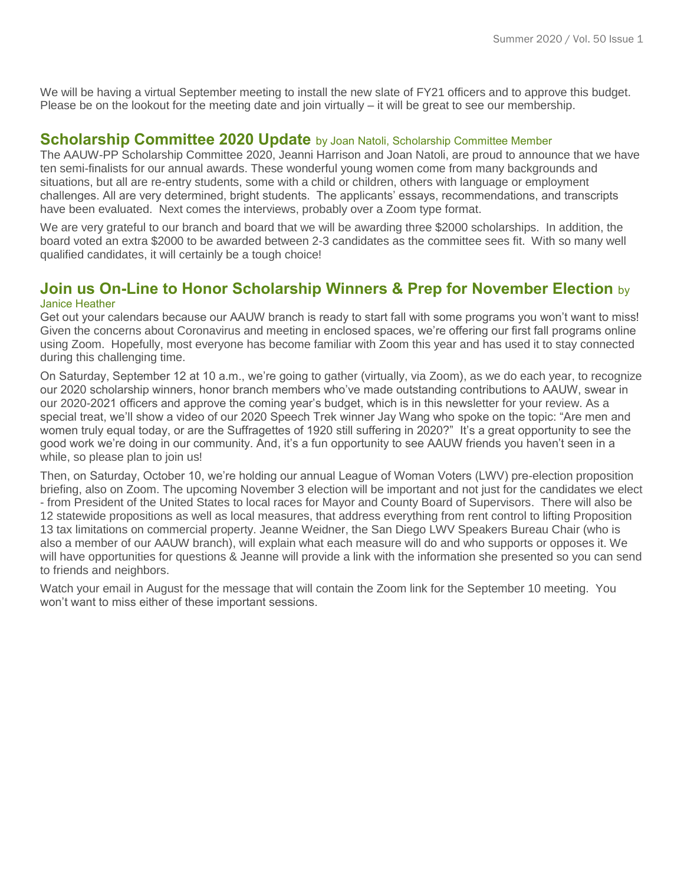We will be having a virtual September meeting to install the new slate of FY21 officers and to approve this budget. Please be on the lookout for the meeting date and join virtually – it will be great to see our membership.

## Scholarship Committee 2020 Update by Joan Natoli, Scholarship Committee Member

The AAUW-PP Scholarship Committee 2020, Jeanni Harrison and Joan Natoli, are proud to announce that we have ten semi-finalists for our annual awards. These wonderful young women come from many backgrounds and situations, but all are re-entry students, some with a child or children, others with language or employment challenges. All are very determined, bright students. The applicants' essays, recommendations, and transcripts have been evaluated. Next comes the interviews, probably over a Zoom type format.

We are very grateful to our branch and board that we will be awarding three $2000 scholarships. In addition, the board voted an extra $2000 to be awarded between 2-3 candidates as the committee sees fit. With so many well qualified candidates, it will certainly be a tough choice!

## Join us On-Line to Honor Scholarship Winners & Prep for November Election by Janice Heather

Get out your calendars because our AAUW branch is ready to start fall with some programs you won't want to miss! Given the concerns about Coronavirus and meeting in enclosed spaces, we're offering our first fall programs online using Zoom. Hopefully, most everyone has become familiar with Zoom this year and has used it to stay connected during this challenging time.

On Saturday, September 12 at 10 a.m., we're going to gather (virtually, via Zoom), as we do each year, to recognize our 2020 scholarship winners, honor branch members who've made outstanding contributions to AAUW, swear in our 2020-2021 officers and approve the coming year's budget, which is in this newsletter for your review. As a special treat, we'll show a video of our 2020 Speech Trek winner Jay Wang who spoke on the topic: "Are men and women truly equal today, or are the Suffragettes of 1920 still suffering in 2020?" It's a great opportunity to see the good work we're doing in our community. And, it's a fun opportunity to see AAUW friends you haven't seen in a while, so please plan to join us!

Then, on Saturday, October 10, we're holding our annual League of Woman Voters (LWV) pre-election proposition briefing, also on Zoom. The upcoming November 3 election will be important and not just for the candidates we elect - from President of the United States to local races for Mayor and County Board of Supervisors. There will also be 12 statewide propositions as well as local measures, that address everything from rent control to lifting Proposition 13 tax limitations on commercial property. Jeanne Weidner, the San Diego LWV Speakers Bureau Chair (who is also a member of our AAUW branch), will explain what each measure will do and who supports or opposes it. We will have opportunities for questions & Jeanne will provide a link with the information she presented so you can send to friends and neighbors.

Watch your email in August for the message that will contain the Zoom link for the September 10 meeting. You won't want to miss either of these important sessions.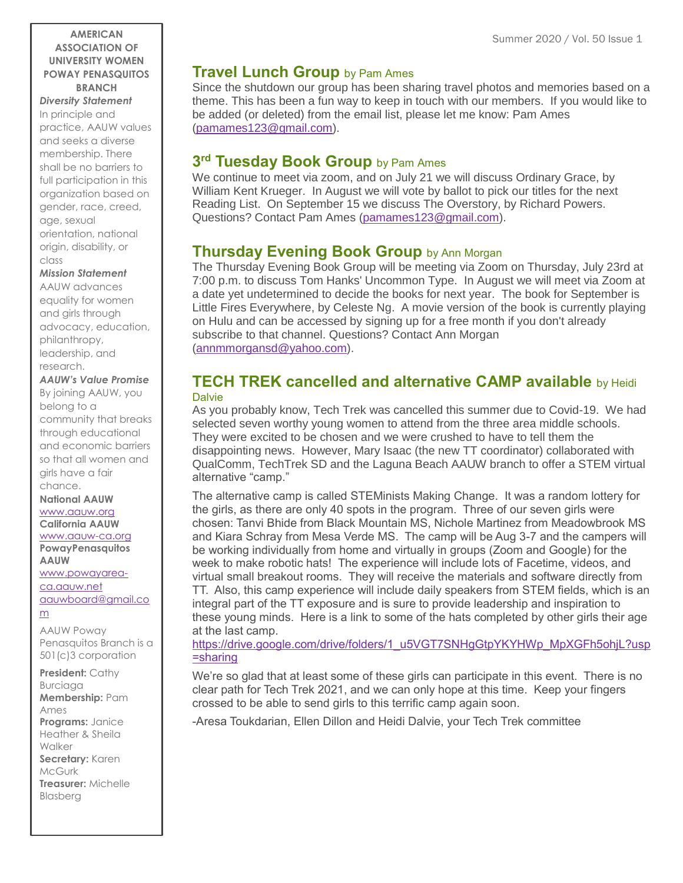**AMERICAN ASSOCIATION OF UNIVERSITY WOMEN POWAY PENASQUITOS BRANCH**

***Diversity Statement***

In principle and practice, AAUW values and seeks a diverse membership. There shall be no barriers to full participation in this organization based on gender, race, creed, age, sexual orientation, national origin, disability, or class

***Mission Statement***

AAUW advances equality for women and girls through advocacy, education, philanthropy, leadership, and research.

***AAUW's Value Promise***

By joining AAUW, you belong to a community that breaks through educational and economic barriers so that all women and girls have a fair chance.

**National AAUW**
www.aauw.org

**California AAUW**
www.aauw-ca.org

**PowayPenasquitos AAUW**
www.powayarea-ca.aauw.net
aauwboard@gmail.com

AAUW Poway Penasquitos Branch is a 501(c)3 corporation

**President:** Cathy Burciaga
**Membership:** Pam Ames
**Programs:** Janice Heather & Sheila Walker
**Secretary:** Karen McGurk
**Treasurer:** Michelle Blasberg

## Travel Lunch Group by Pam Ames

Since the shutdown our group has been sharing travel photos and memories based on a theme. This has been a fun way to keep in touch with our members. If you would like to be added (or deleted) from the email list, please let me know: Pam Ames (pamames123@gmail.com).

## 3rd Tuesday Book Group by Pam Ames

We continue to meet via zoom, and on July 21 we will discuss Ordinary Grace, by William Kent Krueger. In August we will vote by ballot to pick our titles for the next Reading List. On September 15 we discuss The Overstory, by Richard Powers. Questions? Contact Pam Ames (pamames123@gmail.com).

## Thursday Evening Book Group by Ann Morgan

The Thursday Evening Book Group will be meeting via Zoom on Thursday, July 23rd at 7:00 p.m. to discuss Tom Hanks' Uncommon Type. In August we will meet via Zoom at a date yet undetermined to decide the books for next year. The book for September is Little Fires Everywhere, by Celeste Ng. A movie version of the book is currently playing on Hulu and can be accessed by signing up for a free month if you don't already subscribe to that channel. Questions? Contact Ann Morgan (annmmorgansd@yahoo.com).

## TECH TREK cancelled and alternative CAMP available by Heidi Dalvie

As you probably know, Tech Trek was cancelled this summer due to Covid-19. We had selected seven worthy young women to attend from the three area middle schools. They were excited to be chosen and we were crushed to have to tell them the disappointing news. However, Mary Isaac (the new TT coordinator) collaborated with QualComm, TechTrek SD and the Laguna Beach AAUW branch to offer a STEM virtual alternative "camp."

The alternative camp is called STEMinists Making Change. It was a random lottery for the girls, as there are only 40 spots in the program. Three of our seven girls were chosen: Tanvi Bhide from Black Mountain MS, Nichole Martinez from Meadowbrook MS and Kiara Schray from Mesa Verde MS. The camp will be Aug 3-7 and the campers will be working individually from home and virtually in groups (Zoom and Google) for the week to make robotic hats! The experience will include lots of Facetime, videos, and virtual small breakout rooms. They will receive the materials and software directly from TT. Also, this camp experience will include daily speakers from STEM fields, which is an integral part of the TT exposure and is sure to provide leadership and inspiration to these young minds. Here is a link to some of the hats completed by other girls their age at the last camp.

https://drive.google.com/drive/folders/1_u5VGT7SNHgGtpYKYHWp_MpXGFh5ohjL?usp=sharing

We're so glad that at least some of these girls can participate in this event. There is no clear path for Tech Trek 2021, and we can only hope at this time. Keep your fingers crossed to be able to send girls to this terrific camp again soon.

-Aresa Toukdarian, Ellen Dillon and Heidi Dalvie, your Tech Trek committee